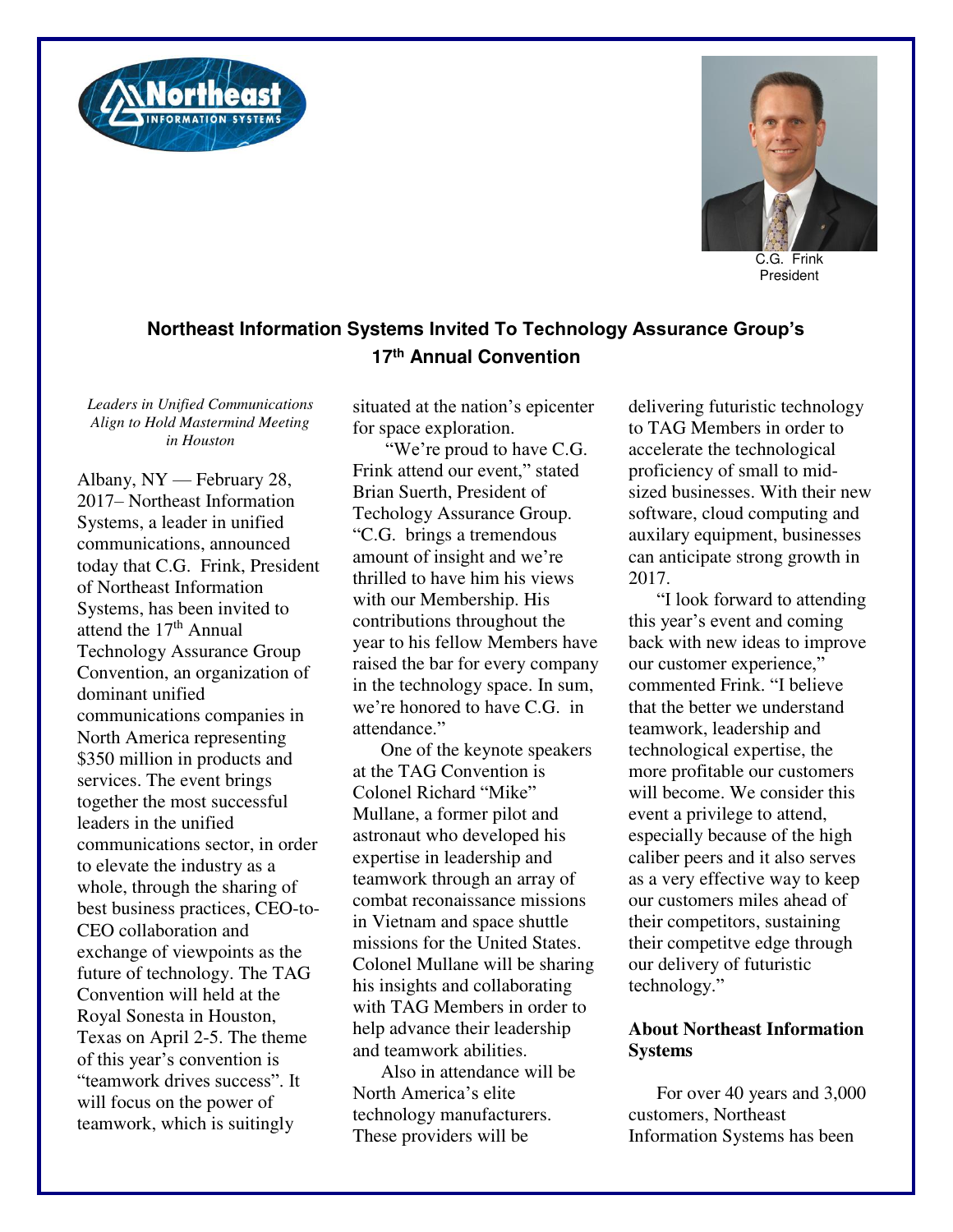C.G. Frink
President

## Northeast Information Systems Invited To Technology Assurance Group's 17th Annual Convention

*Leaders in Unified Communications Align to Hold Mastermind Meeting in Houston*

Albany, NY — February 28, 2017– Northeast Information Systems, a leader in unified communications, announced today that C.G. Frink, President of Northeast Information Systems, has been invited to attend the 17th Annual Technology Assurance Group Convention, an organization of dominant unified communications companies in North America representing $350 million in products and services. The event brings together the most successful leaders in the unified communications sector, in order to elevate the industry as a whole, through the sharing of best business practices, CEO-to-CEO collaboration and exchange of viewpoints as the future of technology. The TAG Convention will held at the Royal Sonesta in Houston, Texas on April 2-5. The theme of this year's convention is "teamwork drives success". It will focus on the power of teamwork, which is suitingly situated at the nation's epicenter for space exploration.

"We're proud to have C.G. Frink attend our event," stated Brian Suerth, President of Techology Assurance Group. "C.G. brings a tremendous amount of insight and we're thrilled to have him his views with our Membership. His contributions throughout the year to his fellow Members have raised the bar for every company in the technology space. In sum, we're honored to have C.G. in attendance."

One of the keynote speakers at the TAG Convention is Colonel Richard "Mike" Mullane, a former pilot and astronaut who developed his expertise in leadership and teamwork through an array of combat reconaissance missions in Vietnam and space shuttle missions for the United States. Colonel Mullane will be sharing his insights and collaborating with TAG Members in order to help advance their leadership and teamwork abilities.

Also in attendance will be North America's elite technology manufacturers. These providers will be delivering futuristic technology to TAG Members in order to accelerate the technological proficiency of small to mid-sized businesses. With their new software, cloud computing and auxilary equipment, businesses can anticipate strong growth in 2017.

"I look forward to attending this year's event and coming back with new ideas to improve our customer experience," commented Frink. "I believe that the better we understand teamwork, leadership and technological expertise, the more profitable our customers will become. We consider this event a privilege to attend, especially because of the high caliber peers and it also serves as a very effective way to keep our customers miles ahead of their competitors, sustaining their competitve edge through our delivery of futuristic technology."

### About Northeast Information Systems

For over 40 years and 3,000 customers, Northeast Information Systems has been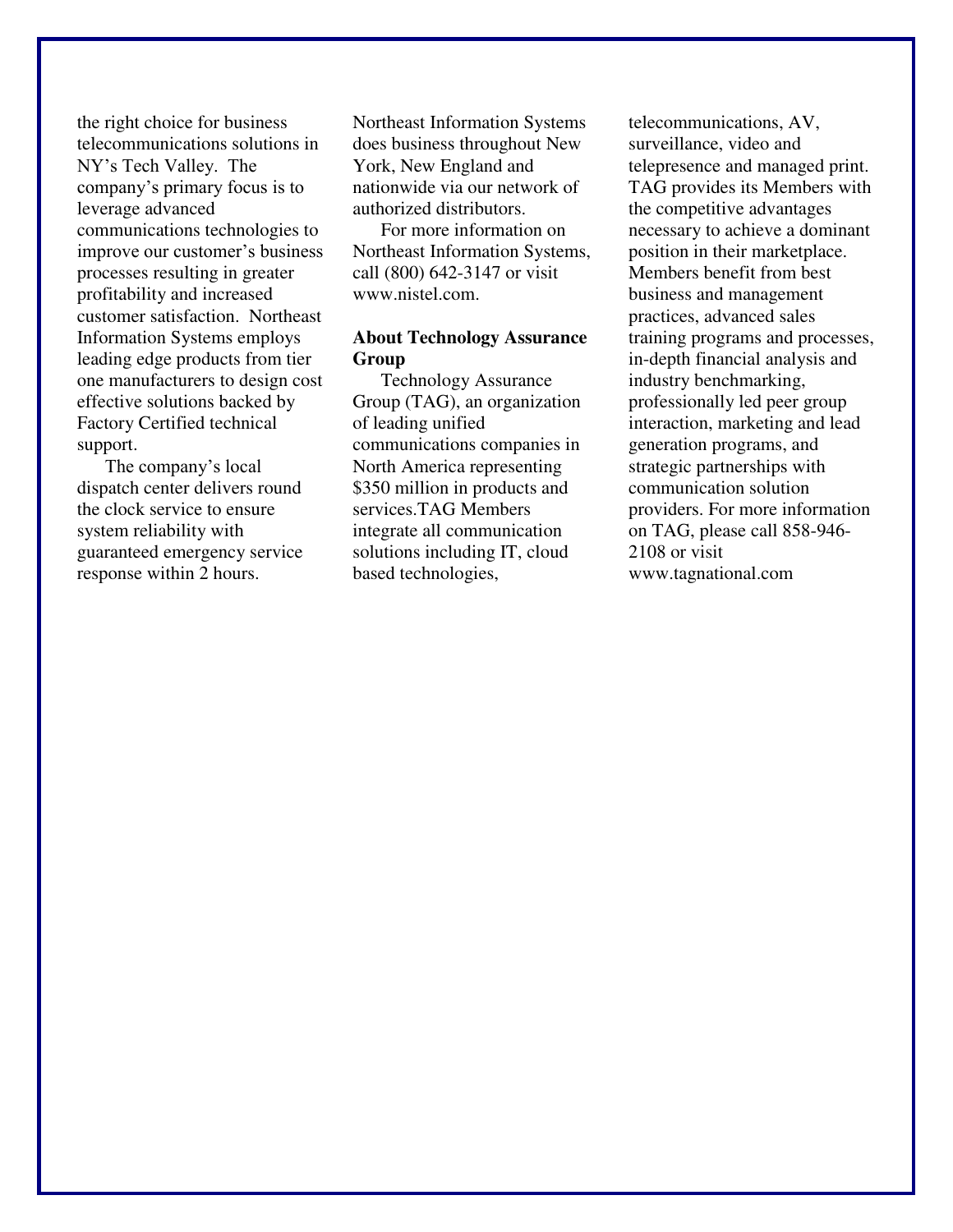the right choice for business telecommunications solutions in NY's Tech Valley. The company's primary focus is to leverage advanced communications technologies to improve our customer's business processes resulting in greater profitability and increased customer satisfaction. Northeast Information Systems employs leading edge products from tier one manufacturers to design cost effective solutions backed by Factory Certified technical support.

The company's local dispatch center delivers round the clock service to ensure system reliability with guaranteed emergency service response within 2 hours. Northeast Information Systems does business throughout New York, New England and nationwide via our network of authorized distributors.

For more information on Northeast Information Systems, call (800) 642-3147 or visit www.nistel.com.

**About Technology Assurance Group**

Technology Assurance Group (TAG), an organization of leading unified communications companies in North America representing $350 million in products and services.TAG Members integrate all communication solutions including IT, cloud based technologies, telecommunications, AV, surveillance, video and telepresence and managed print. TAG provides its Members with the competitive advantages necessary to achieve a dominant position in their marketplace. Members benefit from best business and management practices, advanced sales training programs and processes, in-depth financial analysis and industry benchmarking, professionally led peer group interaction, marketing and lead generation programs, and strategic partnerships with communication solution providers. For more information on TAG, please call 858-946-2108 or visit www.tagnational.com